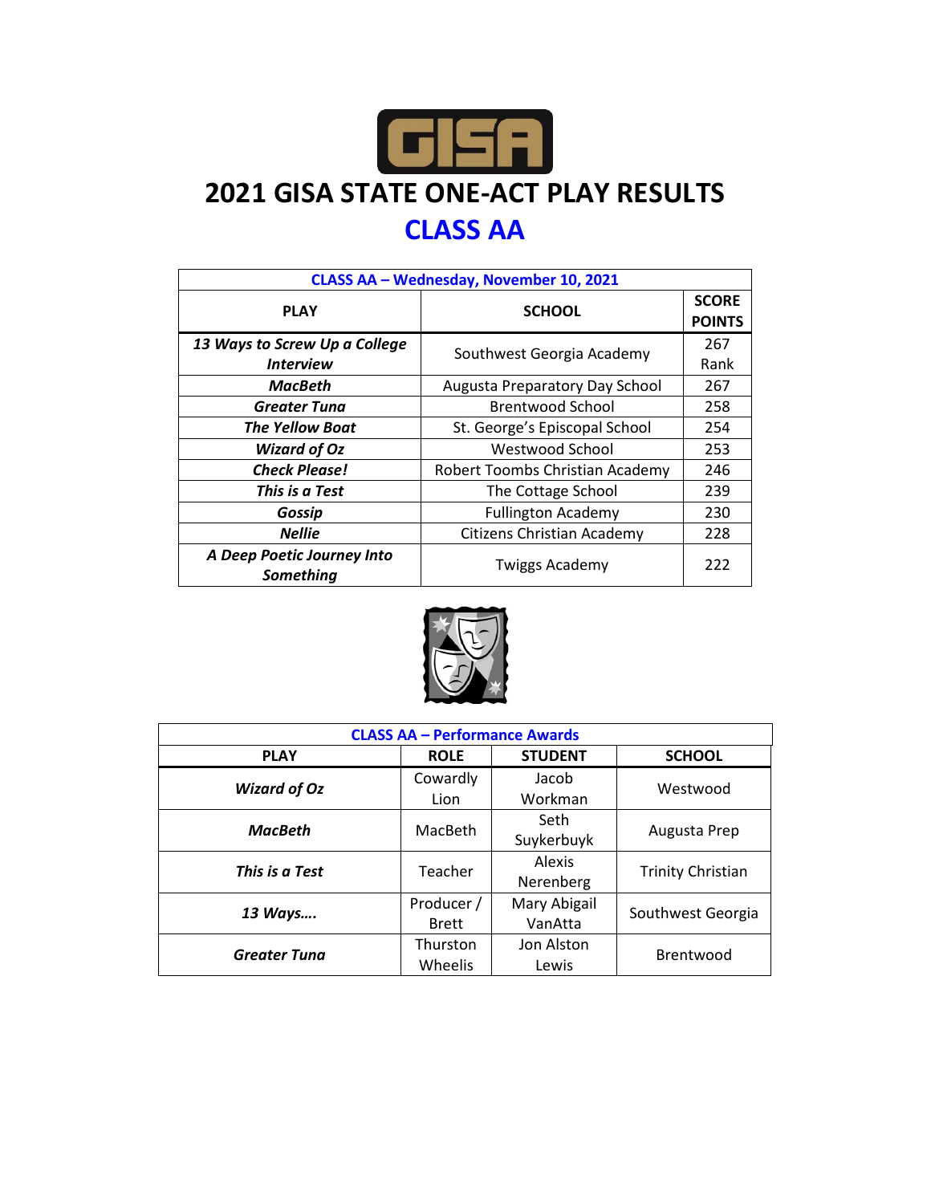# 2021 GISA STATE ONE-ACT PLAY RESULTS

## CLASS AA

| CLASS AA – Wednesday, November 10, 2021 | | |
|---|---|---|
| **PLAY** | **SCHOOL** | **SCORE POINTS** |
| ***13 Ways to Screw Up a College Interview*** | Southwest Georgia Academy | 267 Rank |
| ***MacBeth*** | Augusta Preparatory Day School | 267 |
| ***Greater Tuna*** | Brentwood School | 258 |
| ***The Yellow Boat*** | St. George's Episcopal School | 254 |
| ***Wizard of Oz*** | Westwood School | 253 |
| ***Check Please!*** | Robert Toombs Christian Academy | 246 |
| ***This is a Test*** | The Cottage School | 239 |
| ***Gossip*** | Fullington Academy | 230 |
| ***Nellie*** | Citizens Christian Academy | 228 |
| ***A Deep Poetic Journey Into Something*** | Twiggs Academy | 222 |

| CLASS AA – Performance Awards | | | |
|---|---|---|---|
| **PLAY** | **ROLE** | **STUDENT** | **SCHOOL** |
| ***Wizard of Oz*** | Cowardly Lion | Jacob Workman | Westwood |
| ***MacBeth*** | MacBeth | Seth Suykerbuyk | Augusta Prep |
| ***This is a Test*** | Teacher | Alexis Nerenberg | Trinity Christian |
| ***13 Ways….*** | Producer / Brett | Mary Abigail VanAtta | Southwest Georgia |
| ***Greater Tuna*** | Thurston Wheelis | Jon Alston Lewis | Brentwood |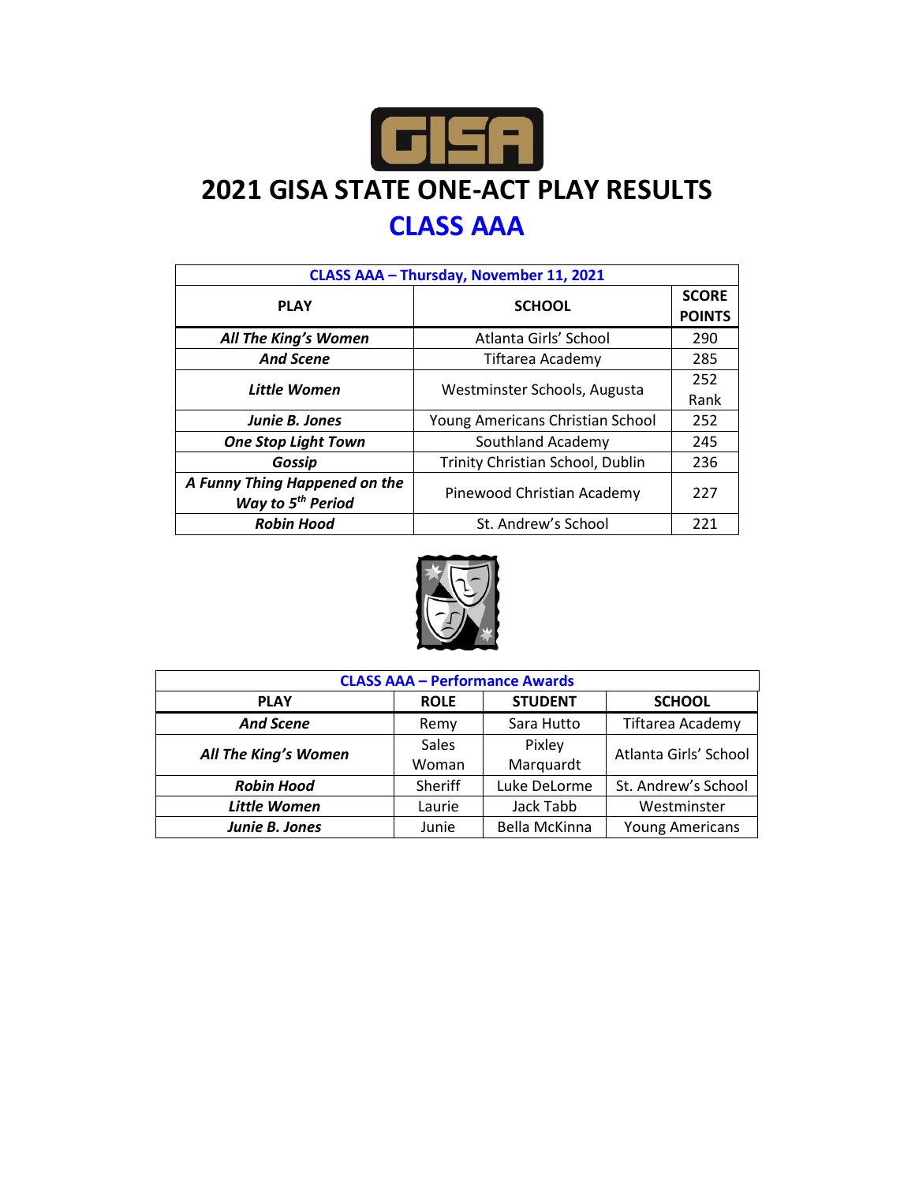# 2021 GISA STATE ONE-ACT PLAY RESULTS

## CLASS AAA

| CLASS AAA – Thursday, November 11, 2021 | | |
|---|---|---|
| **PLAY** | **SCHOOL** | **SCORE POINTS** |
| ***All The King's Women*** | Atlanta Girls' School | 290 |
| ***And Scene*** | Tiftarea Academy | 285 |
| ***Little Women*** | Westminster Schools, Augusta | 252 Rank |
| ***Junie B. Jones*** | Young Americans Christian School | 252 |
| ***One Stop Light Town*** | Southland Academy | 245 |
| ***Gossip*** | Trinity Christian School, Dublin | 236 |
| ***A Funny Thing Happened on the Way to 5th Period*** | Pinewood Christian Academy | 227 |
| ***Robin Hood*** | St. Andrew's School | 221 |

| CLASS AAA – Performance Awards | | | |
|---|---|---|---|
| **PLAY** | **ROLE** | **STUDENT** | **SCHOOL** |
| ***And Scene*** | Remy | Sara Hutto | Tiftarea Academy |
| ***All The King's Women*** | Sales Woman | Pixley Marquardt | Atlanta Girls' School |
| ***Robin Hood*** | Sheriff | Luke DeLorme | St. Andrew's School |
| ***Little Women*** | Laurie | Jack Tabb | Westminster |
| ***Junie B. Jones*** | Junie | Bella McKinna | Young Americans |